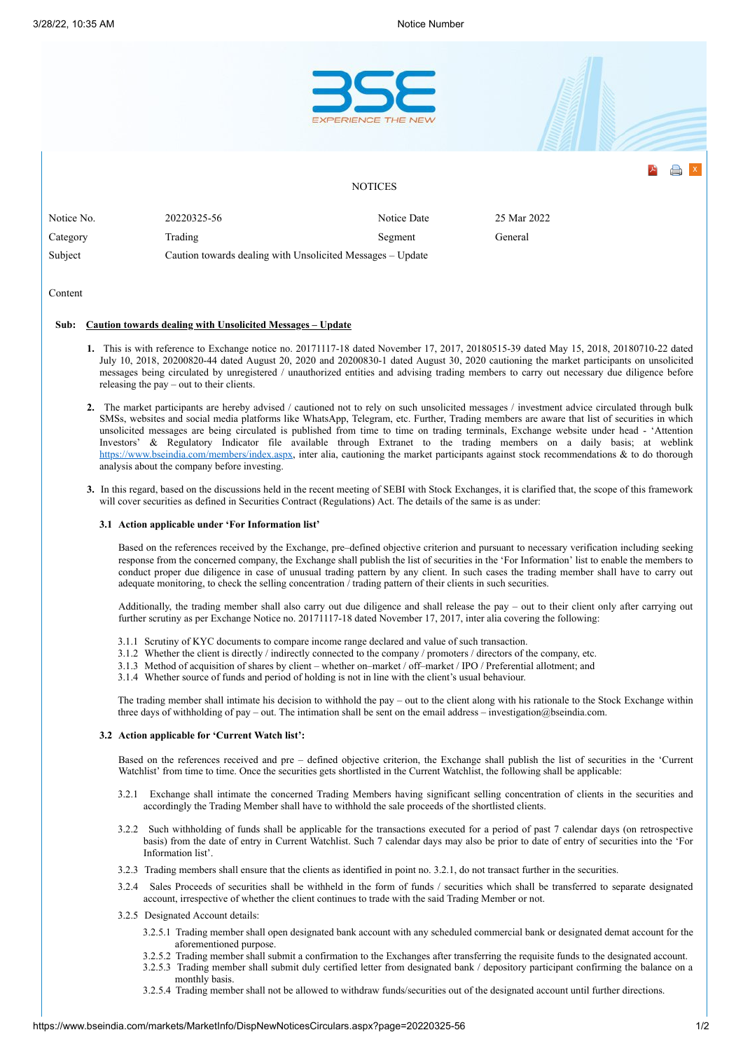NOTICES

| Notice No. | 20220325-56 | Notice Date | 25 Mar 2022 |
|---|---|---|---|
| Category | Trading | Segment | General |
| Subject | Caution towards dealing with Unsolicited Messages – Update | | |

Content

**Sub: Caution towards dealing with Unsolicited Messages – Update**

1. This is with reference to Exchange notice no. 20171117-18 dated November 17, 2017, 20180515-39 dated May 15, 2018, 20180710-22 dated July 10, 2018, 20200820-44 dated August 20, 2020 and 20200830-1 dated August 30, 2020 cautioning the market participants on unsolicited messages being circulated by unregistered / unauthorized entities and advising trading members to carry out necessary due diligence before releasing the pay – out to their clients.

2. The market participants are hereby advised / cautioned not to rely on such unsolicited messages / investment advice circulated through bulk SMSs, websites and social media platforms like WhatsApp, Telegram, etc. Further, Trading members are aware that list of securities in which unsolicited messages are being circulated is published from time to time on trading terminals, Exchange website under head - 'Attention Investors' & Regulatory Indicator file available through Extranet to the trading members on a daily basis; at weblink https://www.bseindia.com/members/index.aspx, inter alia, cautioning the market participants against stock recommendations & to do thorough analysis about the company before investing.

3. In this regard, based on the discussions held in the recent meeting of SEBI with Stock Exchanges, it is clarified that, the scope of this framework will cover securities as defined in Securities Contract (Regulations) Act. The details of the same is as under:

**3.1 Action applicable under 'For Information list'**

Based on the references received by the Exchange, pre–defined objective criterion and pursuant to necessary verification including seeking response from the concerned company, the Exchange shall publish the list of securities in the 'For Information' list to enable the members to conduct proper due diligence in case of unusual trading pattern by any client. In such cases the trading member shall have to carry out adequate monitoring, to check the selling concentration / trading pattern of their clients in such securities.

Additionally, the trading member shall also carry out due diligence and shall release the pay – out to their client only after carrying out further scrutiny as per Exchange Notice no. 20171117-18 dated November 17, 2017, inter alia covering the following:

3.1.1 Scrutiny of KYC documents to compare income range declared and value of such transaction.
3.1.2 Whether the client is directly / indirectly connected to the company / promoters / directors of the company, etc.
3.1.3 Method of acquisition of shares by client – whether on–market / off–market / IPO / Preferential allotment; and
3.1.4 Whether source of funds and period of holding is not in line with the client's usual behaviour.

The trading member shall intimate his decision to withhold the pay – out to the client along with his rationale to the Stock Exchange within three days of withholding of pay – out. The intimation shall be sent on the email address – investigation@bseindia.com.

**3.2 Action applicable for 'Current Watch list':**

Based on the references received and pre – defined objective criterion, the Exchange shall publish the list of securities in the 'Current Watchlist' from time to time. Once the securities gets shortlisted in the Current Watchlist, the following shall be applicable:

3.2.1 Exchange shall intimate the concerned Trading Members having significant selling concentration of clients in the securities and accordingly the Trading Member shall have to withhold the sale proceeds of the shortlisted clients.

3.2.2 Such withholding of funds shall be applicable for the transactions executed for a period of past 7 calendar days (on retrospective basis) from the date of entry in Current Watchlist. Such 7 calendar days may also be prior to date of entry of securities into the 'For Information list'.

3.2.3 Trading members shall ensure that the clients as identified in point no. 3.2.1, do not transact further in the securities.

3.2.4 Sales Proceeds of securities shall be withheld in the form of funds / securities which shall be transferred to separate designated account, irrespective of whether the client continues to trade with the said Trading Member or not.

3.2.5 Designated Account details:

3.2.5.1 Trading member shall open designated bank account with any scheduled commercial bank or designated demat account for the aforementioned purpose.
3.2.5.2 Trading member shall submit a confirmation to the Exchanges after transferring the requisite funds to the designated account.
3.2.5.3 Trading member shall submit duly certified letter from designated bank / depository participant confirming the balance on a monthly basis.
3.2.5.4 Trading member shall not be allowed to withdraw funds/securities out of the designated account until further directions.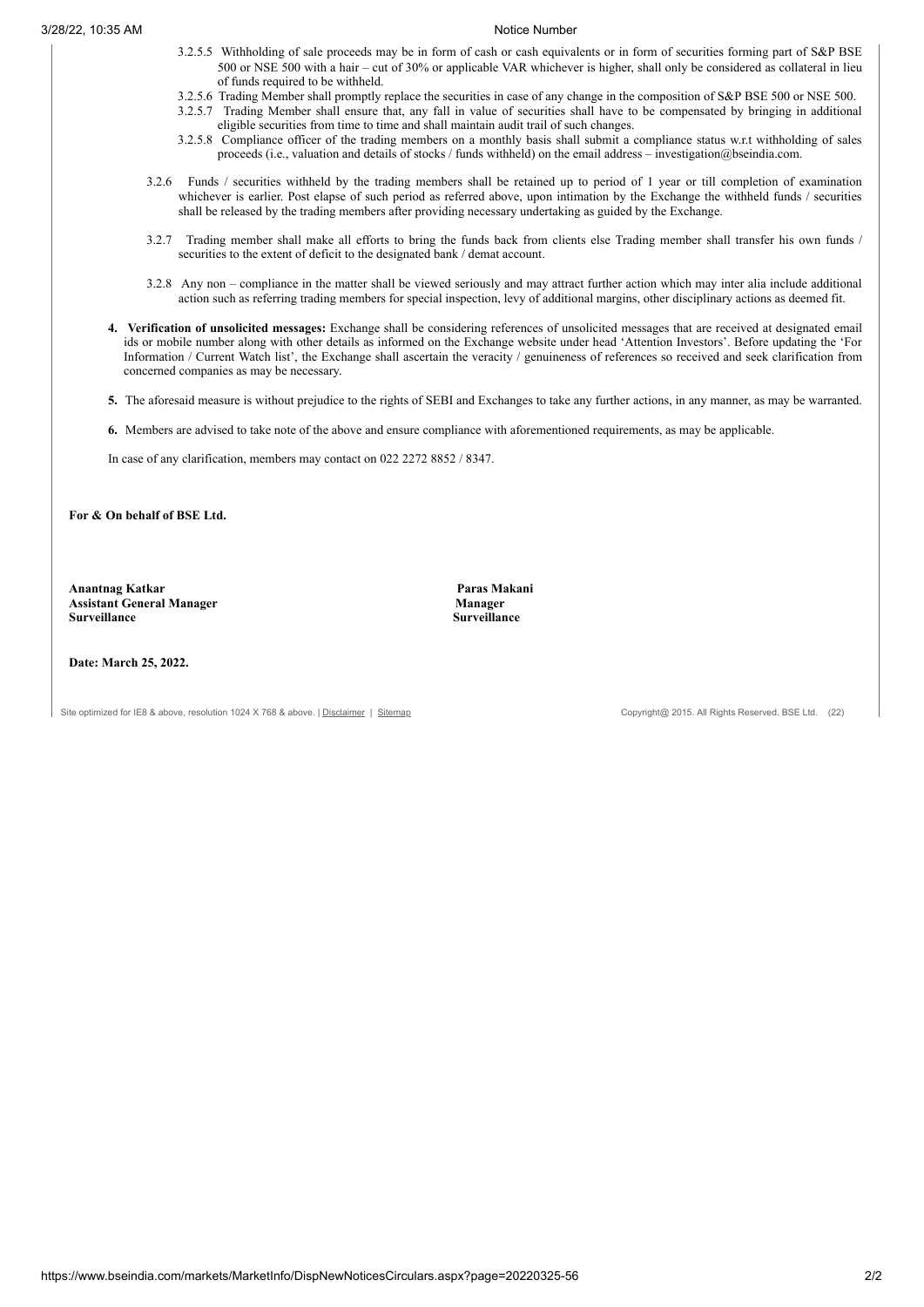3.2.5.5 Withholding of sale proceeds may be in form of cash or cash equivalents or in form of securities forming part of S&P BSE 500 or NSE 500 with a hair – cut of 30% or applicable VAR whichever is higher, shall only be considered as collateral in lieu of funds required to be withheld.

3.2.5.6 Trading Member shall promptly replace the securities in case of any change in the composition of S&P BSE 500 or NSE 500.

3.2.5.7 Trading Member shall ensure that, any fall in value of securities shall have to be compensated by bringing in additional eligible securities from time to time and shall maintain audit trail of such changes.

3.2.5.8 Compliance officer of the trading members on a monthly basis shall submit a compliance status w.r.t withholding of sales proceeds (i.e., valuation and details of stocks / funds withheld) on the email address – investigation@bseindia.com.

3.2.6 Funds / securities withheld by the trading members shall be retained up to period of 1 year or till completion of examination whichever is earlier. Post elapse of such period as referred above, upon intimation by the Exchange the withheld funds / securities shall be released by the trading members after providing necessary undertaking as guided by the Exchange.

3.2.7 Trading member shall make all efforts to bring the funds back from clients else Trading member shall transfer his own funds / securities to the extent of deficit to the designated bank / demat account.

3.2.8 Any non – compliance in the matter shall be viewed seriously and may attract further action which may inter alia include additional action such as referring trading members for special inspection, levy of additional margins, other disciplinary actions as deemed fit.

4. **Verification of unsolicited messages:** Exchange shall be considering references of unsolicited messages that are received at designated email ids or mobile number along with other details as informed on the Exchange website under head 'Attention Investors'. Before updating the 'For Information / Current Watch list', the Exchange shall ascertain the veracity / genuineness of references so received and seek clarification from concerned companies as may be necessary.

5. The aforesaid measure is without prejudice to the rights of SEBI and Exchanges to take any further actions, in any manner, as may be warranted.

6. Members are advised to take note of the above and ensure compliance with aforementioned requirements, as may be applicable.

In case of any clarification, members may contact on 022 2272 8852 / 8347.

**For & On behalf of BSE Ltd.**

**Anantnag Katkar**
**Assistant General Manager**
**Surveillance**

**Paras Makani**
**Manager**
**Surveillance**

**Date: March 25, 2022.**